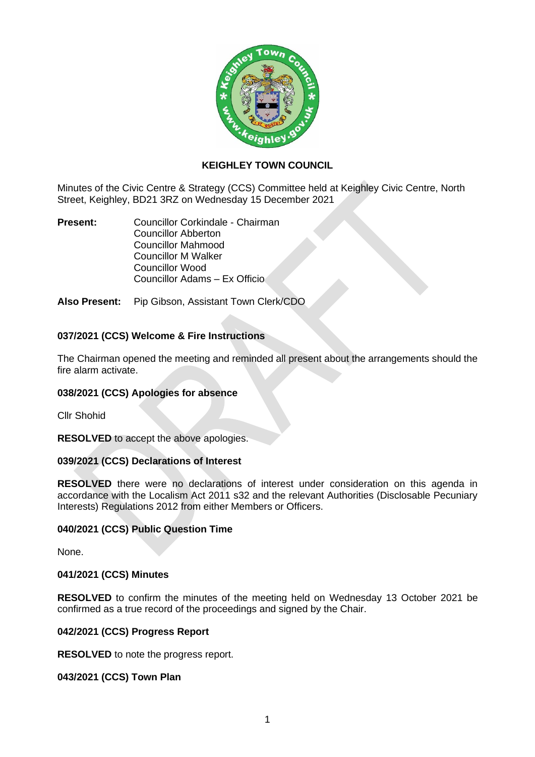# KEIGHLEY TOWN COUNCIL

Minutes of the Civic Centre & Strategy (CCS) Committee held at Keighley Civic Centre, North Street, Keighley, BD21 3RZ on Wednesday 15 December 2021

**Present:** Councillor Corkindale - Chairman
Councillor Abberton
Councillor Mahmood
Councillor M Walker
Councillor Wood
Councillor Adams – Ex Officio

**Also Present:** Pip Gibson, Assistant Town Clerk/CDO

### 037/2021 (CCS) Welcome & Fire Instructions

The Chairman opened the meeting and reminded all present about the arrangements should the fire alarm activate.

### 038/2021 (CCS) Apologies for absence

Cllr Shohid

**RESOLVED** to accept the above apologies.

### 039/2021 (CCS) Declarations of Interest

**RESOLVED** there were no declarations of interest under consideration on this agenda in accordance with the Localism Act 2011 s32 and the relevant Authorities (Disclosable Pecuniary Interests) Regulations 2012 from either Members or Officers.

### 040/2021 (CCS) Public Question Time

None.

### 041/2021 (CCS) Minutes

**RESOLVED** to confirm the minutes of the meeting held on Wednesday 13 October 2021 be confirmed as a true record of the proceedings and signed by the Chair.

### 042/2021 (CCS) Progress Report

**RESOLVED** to note the progress report.

### 043/2021 (CCS) Town Plan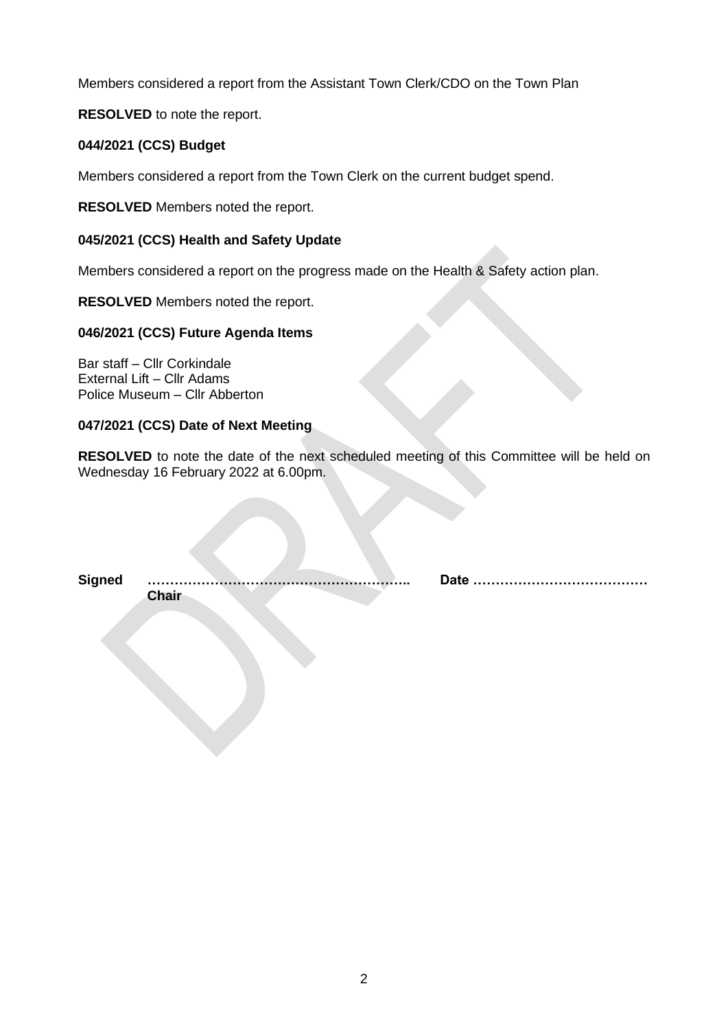Members considered a report from the Assistant Town Clerk/CDO on the Town Plan

**RESOLVED** to note the report.

**044/2021 (CCS) Budget**

Members considered a report from the Town Clerk on the current budget spend.

**RESOLVED** Members noted the report.

**045/2021 (CCS) Health and Safety Update**

Members considered a report on the progress made on the Health & Safety action plan.

**RESOLVED** Members noted the report.

**046/2021 (CCS) Future Agenda Items**

Bar staff – Cllr Corkindale
External Lift – Cllr Adams
Police Museum – Cllr Abberton

**047/2021 (CCS) Date of Next Meeting**

**RESOLVED** to note the date of the next scheduled meeting of this Committee will be held on Wednesday 16 February 2022 at 6.00pm.

**Signed** **…………………………………………………..** **Date …………………………………**
**Chair**

DRAFT